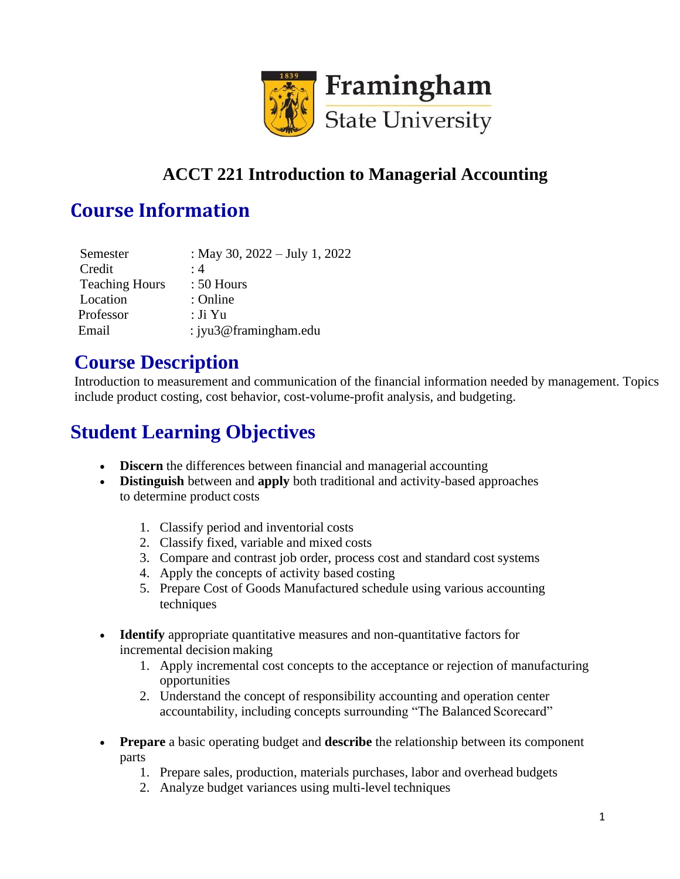Framingham State University

# ACCT 221 Introduction to Managerial Accounting

## Course Information

| | |
|---|---|
| Semester | : May 30, 2022 – July 1, 2022 |
| Credit | : 4 |
| Teaching Hours | : 50 Hours |
| Location | : Online |
| Professor | : Ji Yu |
| Email | : jyu3@framingham.edu |

## Course Description

Introduction to measurement and communication of the financial information needed by management. Topics include product costing, cost behavior, cost-volume-profit analysis, and budgeting.

## Student Learning Objectives

- **Discern** the differences between financial and managerial accounting
- **Distinguish** between and **apply** both traditional and activity-based approaches to determine product costs
    1. Classify period and inventorial costs
    2. Classify fixed, variable and mixed costs
    3. Compare and contrast job order, process cost and standard cost systems
    4. Apply the concepts of activity based costing
    5. Prepare Cost of Goods Manufactured schedule using various accounting techniques
- **Identify** appropriate quantitative measures and non-quantitative factors for incremental decision making
    1. Apply incremental cost concepts to the acceptance or rejection of manufacturing opportunities
    2. Understand the concept of responsibility accounting and operation center accountability, including concepts surrounding "The Balanced Scorecard"
- **Prepare** a basic operating budget and **describe** the relationship between its component parts
    1. Prepare sales, production, materials purchases, labor and overhead budgets
    2. Analyze budget variances using multi-level techniques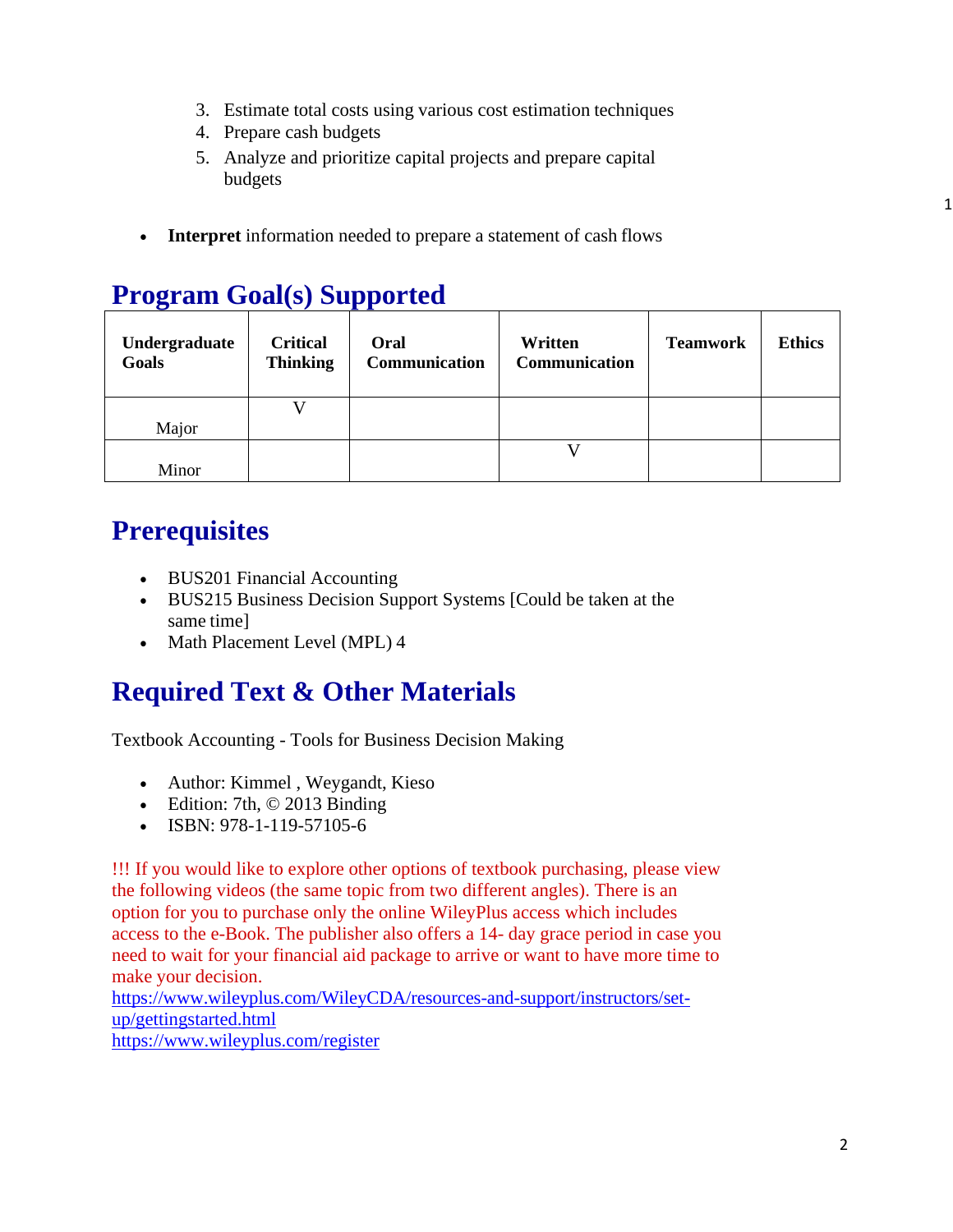3. Estimate total costs using various cost estimation techniques
4. Prepare cash budgets
5. Analyze and prioritize capital projects and prepare capital budgets

- **Interpret** information needed to prepare a statement of cash flows

## Program Goal(s) Supported

| Undergraduate Goals | Critical Thinking | Oral Communication | Written Communication | Teamwork | Ethics |
|---|---|---|---|---|---|
| Major | V | | | | |
| Minor | | | V | | |

## Prerequisites

- BUS201 Financial Accounting
- BUS215 Business Decision Support Systems [Could be taken at the same time]
- Math Placement Level (MPL) 4

## Required Text & Other Materials

Textbook Accounting - Tools for Business Decision Making

- Author: Kimmel , Weygandt, Kieso
- Edition: 7th, © 2013 Binding
- ISBN: 978-1-119-57105-6

!!! If you would like to explore other options of textbook purchasing, please view the following videos (the same topic from two different angles). There is an option for you to purchase only the online WileyPlus access which includes access to the e-Book. The publisher also offers a 14- day grace period in case you need to wait for your financial aid package to arrive or want to have more time to make your decision.
https://www.wileyplus.com/WileyCDA/resources-and-support/instructors/set-up/gettingstarted.html
https://www.wileyplus.com/register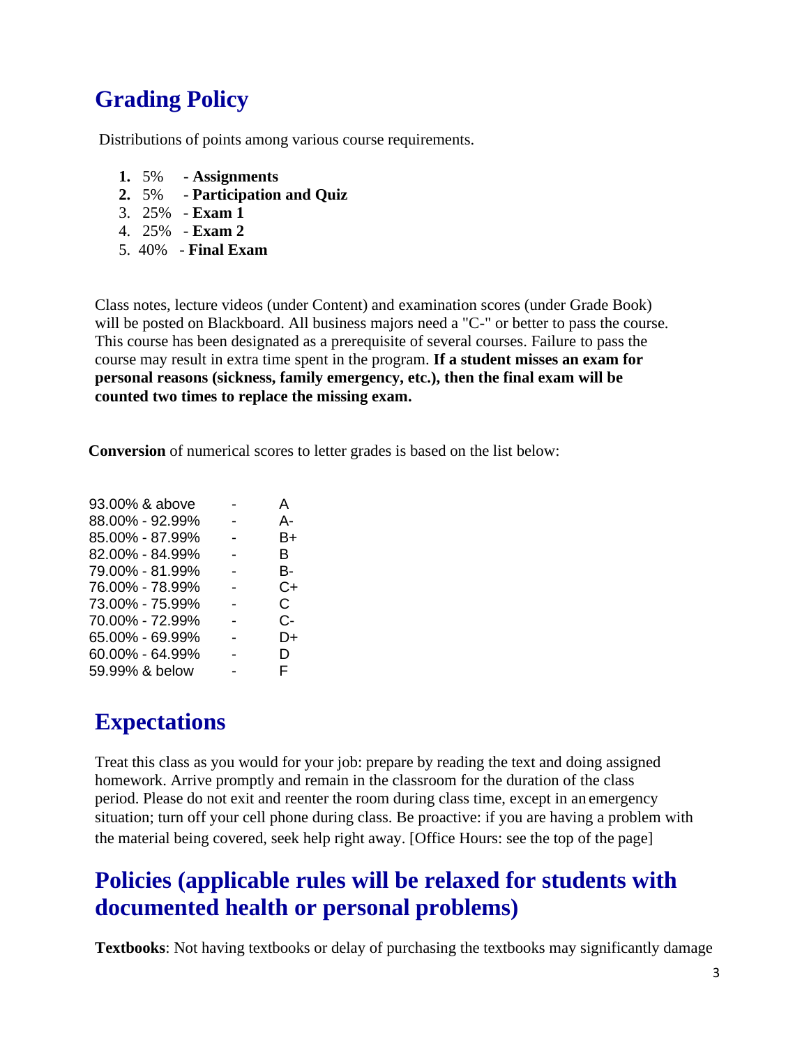## Grading Policy

Distributions of points among various course requirements.

1. 5% - **Assignments**
2. 5% - **Participation and Quiz**
3. 25% - **Exam 1**
4. 25% - **Exam 2**
5. 40% - **Final Exam**

Class notes, lecture videos (under Content) and examination scores (under Grade Book) will be posted on Blackboard. All business majors need a "C-" or better to pass the course. This course has been designated as a prerequisite of several courses. Failure to pass the course may result in extra time spent in the program. **If a student misses an exam for personal reasons (sickness, family emergency, etc.), then the final exam will be counted two times to replace the missing exam.**

**Conversion** of numerical scores to letter grades is based on the list below:

| Score | | Grade |
|---|---|---|
| 93.00% & above | - | A |
| 88.00% - 92.99% | - | A- |
| 85.00% - 87.99% | - | B+ |
| 82.00% - 84.99% | - | B |
| 79.00% - 81.99% | - | B- |
| 76.00% - 78.99% | - | C+ |
| 73.00% - 75.99% | - | C |
| 70.00% - 72.99% | - | C- |
| 65.00% - 69.99% | - | D+ |
| 60.00% - 64.99% | - | D |
| 59.99% & below | - | F |

## Expectations

Treat this class as you would for your job: prepare by reading the text and doing assigned homework. Arrive promptly and remain in the classroom for the duration of the class period. Please do not exit and reenter the room during class time, except in an emergency situation; turn off your cell phone during class. Be proactive: if you are having a problem with the material being covered, seek help right away. [Office Hours: see the top of the page]

## Policies (applicable rules will be relaxed for students with documented health or personal problems)

**Textbooks**: Not having textbooks or delay of purchasing the textbooks may significantly damage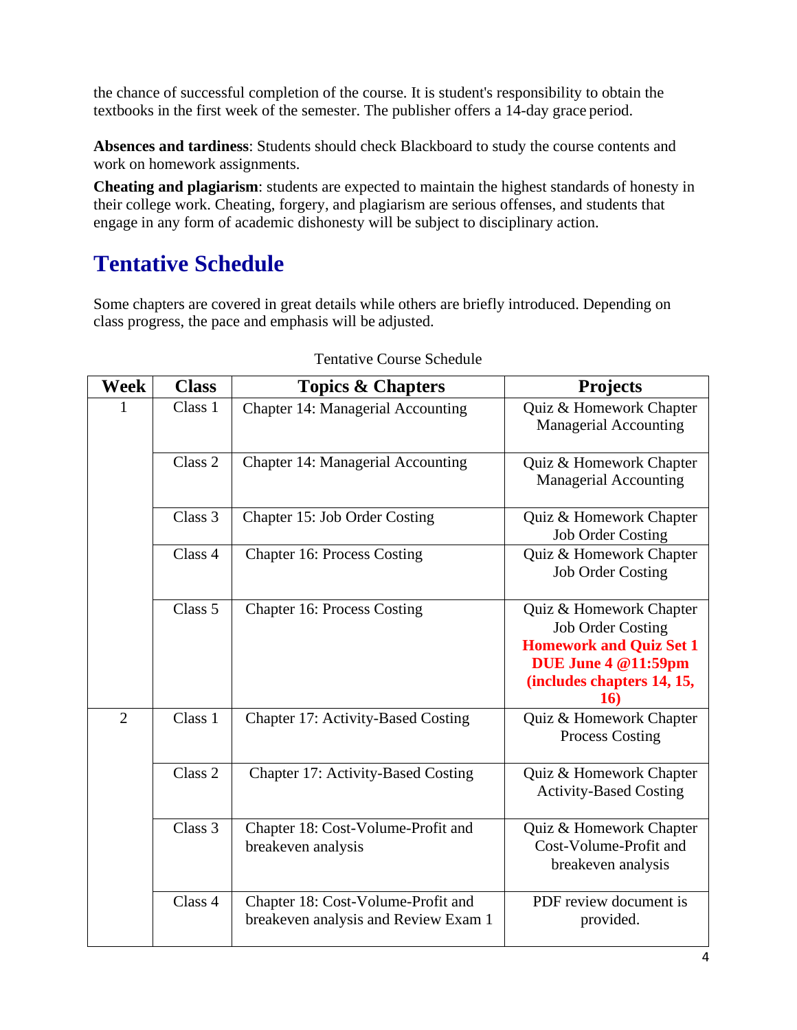the chance of successful completion of the course. It is student's responsibility to obtain the textbooks in the first week of the semester. The publisher offers a 14-day grace period.

**Absences and tardiness**: Students should check Blackboard to study the course contents and work on homework assignments.

**Cheating and plagiarism**: students are expected to maintain the highest standards of honesty in their college work. Cheating, forgery, and plagiarism are serious offenses, and students that engage in any form of academic dishonesty will be subject to disciplinary action.

## Tentative Schedule

Some chapters are covered in great details while others are briefly introduced. Depending on class progress, the pace and emphasis will be adjusted.

Tentative Course Schedule

| Week | Class | Topics & Chapters | Projects |
|---|---|---|---|
| 1 | Class 1 | Chapter 14: Managerial Accounting | Quiz & Homework Chapter Managerial Accounting |
| | Class 2 | Chapter 14: Managerial Accounting | Quiz & Homework Chapter Managerial Accounting |
| | Class 3 | Chapter 15: Job Order Costing | Quiz & Homework Chapter Job Order Costing |
| | Class 4 | Chapter 16: Process Costing | Quiz & Homework Chapter Job Order Costing |
| | Class 5 | Chapter 16: Process Costing | Quiz & Homework Chapter Job Order Costing **Homework and Quiz Set 1 DUE June 4 @11:59pm (includes chapters 14, 15, 16)** |
| 2 | Class 1 | Chapter 17: Activity-Based Costing | Quiz & Homework Chapter Process Costing |
| | Class 2 | Chapter 17: Activity-Based Costing | Quiz & Homework Chapter Activity-Based Costing |
| | Class 3 | Chapter 18: Cost-Volume-Profit and breakeven analysis | Quiz & Homework Chapter Cost-Volume-Profit and breakeven analysis |
| | Class 4 | Chapter 18: Cost-Volume-Profit and breakeven analysis and Review Exam 1 | PDF review document is provided. |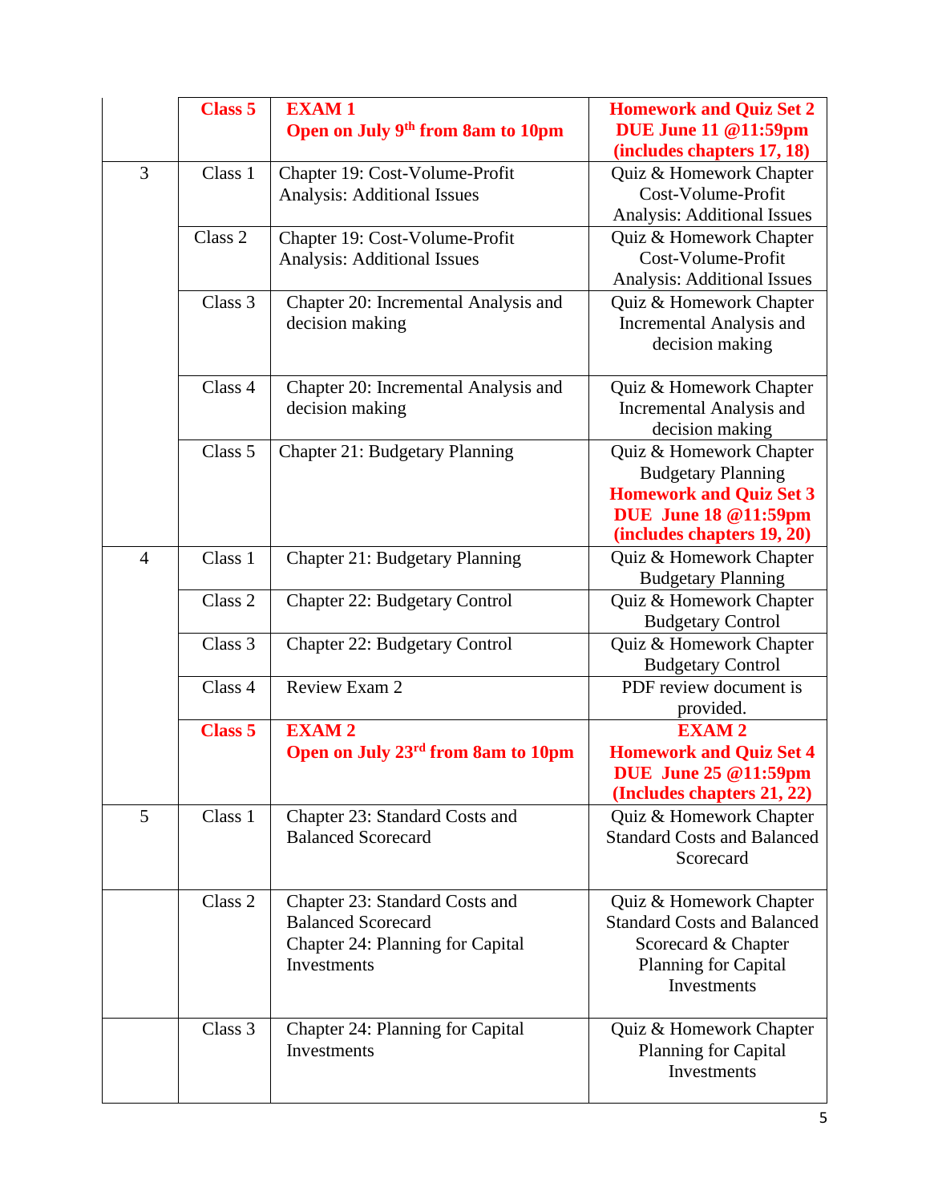| | | | |
|---|---|---|---|
| | **Class 5** | **EXAM 1**<br>**Open on July 9th from 8am to 10pm** | **Homework and Quiz Set 2 DUE June 11 @11:59pm (includes chapters 17, 18)** |
| 3 | Class 1 | Chapter 19: Cost-Volume-Profit Analysis: Additional Issues | Quiz & Homework Chapter Cost-Volume-Profit Analysis: Additional Issues |
| | Class 2 | Chapter 19: Cost-Volume-Profit Analysis: Additional Issues | Quiz & Homework Chapter Cost-Volume-Profit Analysis: Additional Issues |
| | Class 3 | Chapter 20: Incremental Analysis and decision making | Quiz & Homework Chapter Incremental Analysis and decision making |
| | Class 4 | Chapter 20: Incremental Analysis and decision making | Quiz & Homework Chapter Incremental Analysis and decision making |
| | Class 5 | Chapter 21: Budgetary Planning | Quiz & Homework Chapter Budgetary Planning<br>**Homework and Quiz Set 3 DUE June 18 @11:59pm (includes chapters 19, 20)** |
| 4 | Class 1 | Chapter 21: Budgetary Planning | Quiz & Homework Chapter Budgetary Planning |
| | Class 2 | Chapter 22: Budgetary Control | Quiz & Homework Chapter Budgetary Control |
| | Class 3 | Chapter 22: Budgetary Control | Quiz & Homework Chapter Budgetary Control |
| | Class 4 | Review Exam 2 | PDF review document is provided. |
| | **Class 5** | **EXAM 2**<br>**Open on July 23rd from 8am to 10pm** | **EXAM 2**<br>**Homework and Quiz Set 4 DUE June 25 @11:59pm (Includes chapters 21, 22)** |
| 5 | Class 1 | Chapter 23: Standard Costs and Balanced Scorecard | Quiz & Homework Chapter Standard Costs and Balanced Scorecard |
| | Class 2 | Chapter 23: Standard Costs and Balanced Scorecard<br>Chapter 24: Planning for Capital Investments | Quiz & Homework Chapter Standard Costs and Balanced Scorecard & Chapter Planning for Capital Investments |
| | Class 3 | Chapter 24: Planning for Capital Investments | Quiz & Homework Chapter Planning for Capital Investments |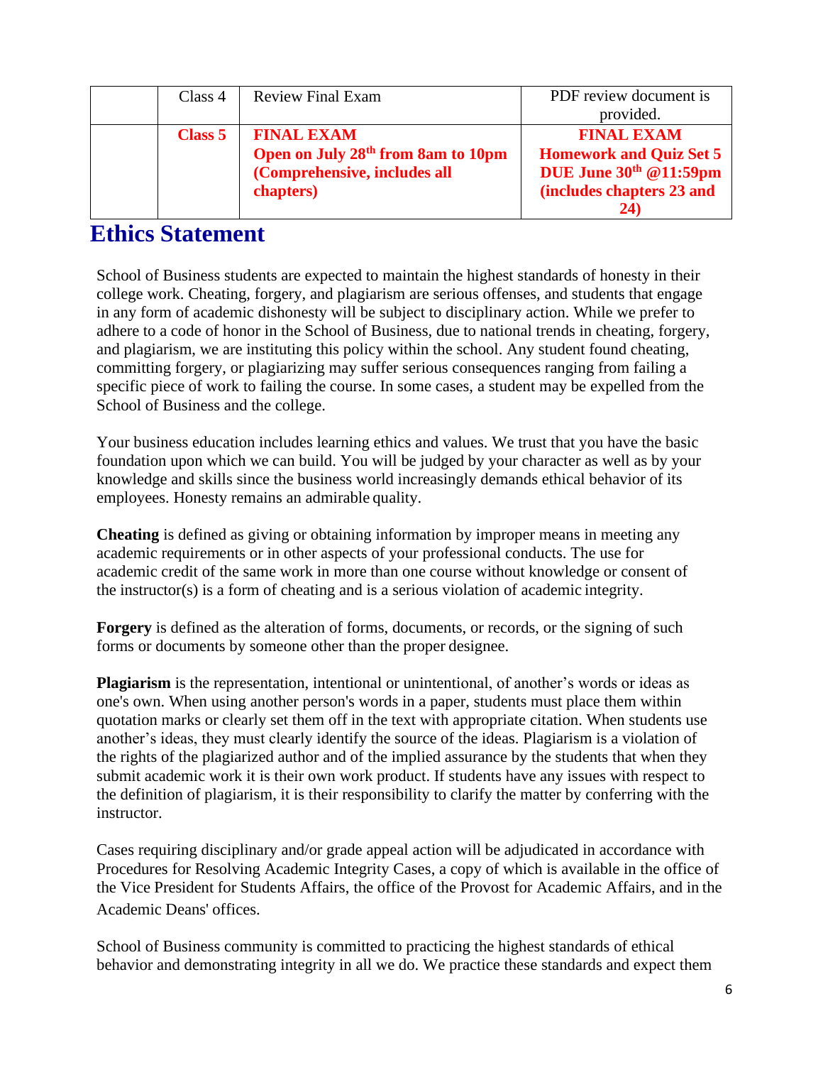| | | | |
|---|---|---|---|
| | Class 4 | Review Final Exam | PDF review document is provided. |
| | **Class 5** | **FINAL EXAM**<br>**Open on July 28th from 8am to 10pm (Comprehensive, includes all chapters)** | **FINAL EXAM**<br>**Homework and Quiz Set 5 DUE June 30th @11:59pm (includes chapters 23 and 24)** |

## Ethics Statement

School of Business students are expected to maintain the highest standards of honesty in their college work. Cheating, forgery, and plagiarism are serious offenses, and students that engage in any form of academic dishonesty will be subject to disciplinary action. While we prefer to adhere to a code of honor in the School of Business, due to national trends in cheating, forgery, and plagiarism, we are instituting this policy within the school. Any student found cheating, committing forgery, or plagiarizing may suffer serious consequences ranging from failing a specific piece of work to failing the course. In some cases, a student may be expelled from the School of Business and the college.

Your business education includes learning ethics and values. We trust that you have the basic foundation upon which we can build. You will be judged by your character as well as by your knowledge and skills since the business world increasingly demands ethical behavior of its employees. Honesty remains an admirable quality.

**Cheating** is defined as giving or obtaining information by improper means in meeting any academic requirements or in other aspects of your professional conducts. The use for academic credit of the same work in more than one course without knowledge or consent of the instructor(s) is a form of cheating and is a serious violation of academic integrity.

**Forgery** is defined as the alteration of forms, documents, or records, or the signing of such forms or documents by someone other than the proper designee.

**Plagiarism** is the representation, intentional or unintentional, of another's words or ideas as one's own. When using another person's words in a paper, students must place them within quotation marks or clearly set them off in the text with appropriate citation. When students use another's ideas, they must clearly identify the source of the ideas. Plagiarism is a violation of the rights of the plagiarized author and of the implied assurance by the students that when they submit academic work it is their own work product. If students have any issues with respect to the definition of plagiarism, it is their responsibility to clarify the matter by conferring with the instructor.

Cases requiring disciplinary and/or grade appeal action will be adjudicated in accordance with Procedures for Resolving Academic Integrity Cases, a copy of which is available in the office of the Vice President for Students Affairs, the office of the Provost for Academic Affairs, and in the Academic Deans' offices.

School of Business community is committed to practicing the highest standards of ethical behavior and demonstrating integrity in all we do. We practice these standards and expect them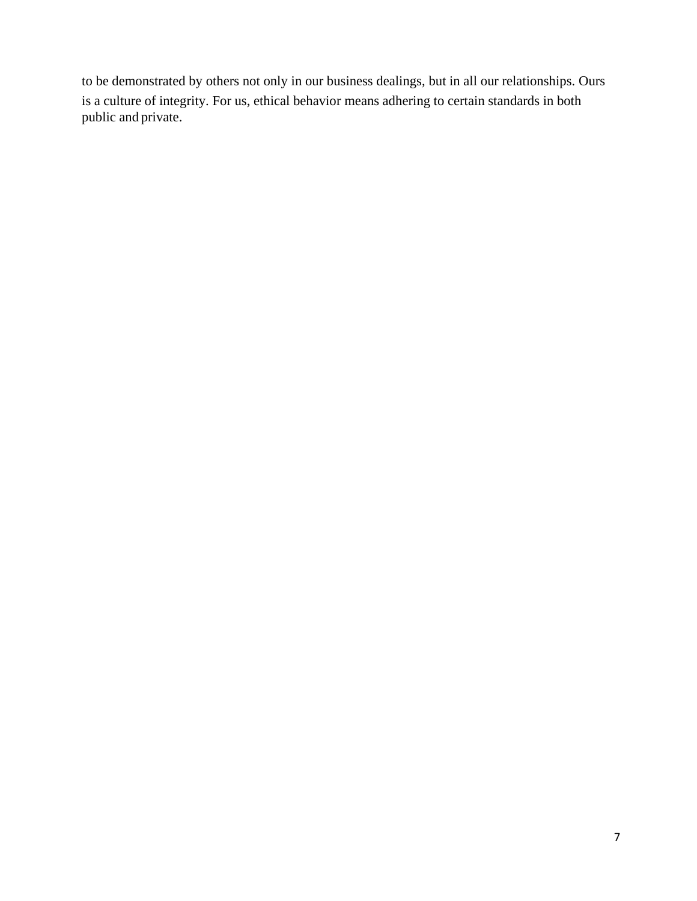to be demonstrated by others not only in our business dealings, but in all our relationships. Ours is a culture of integrity. For us, ethical behavior means adhering to certain standards in both public and private.